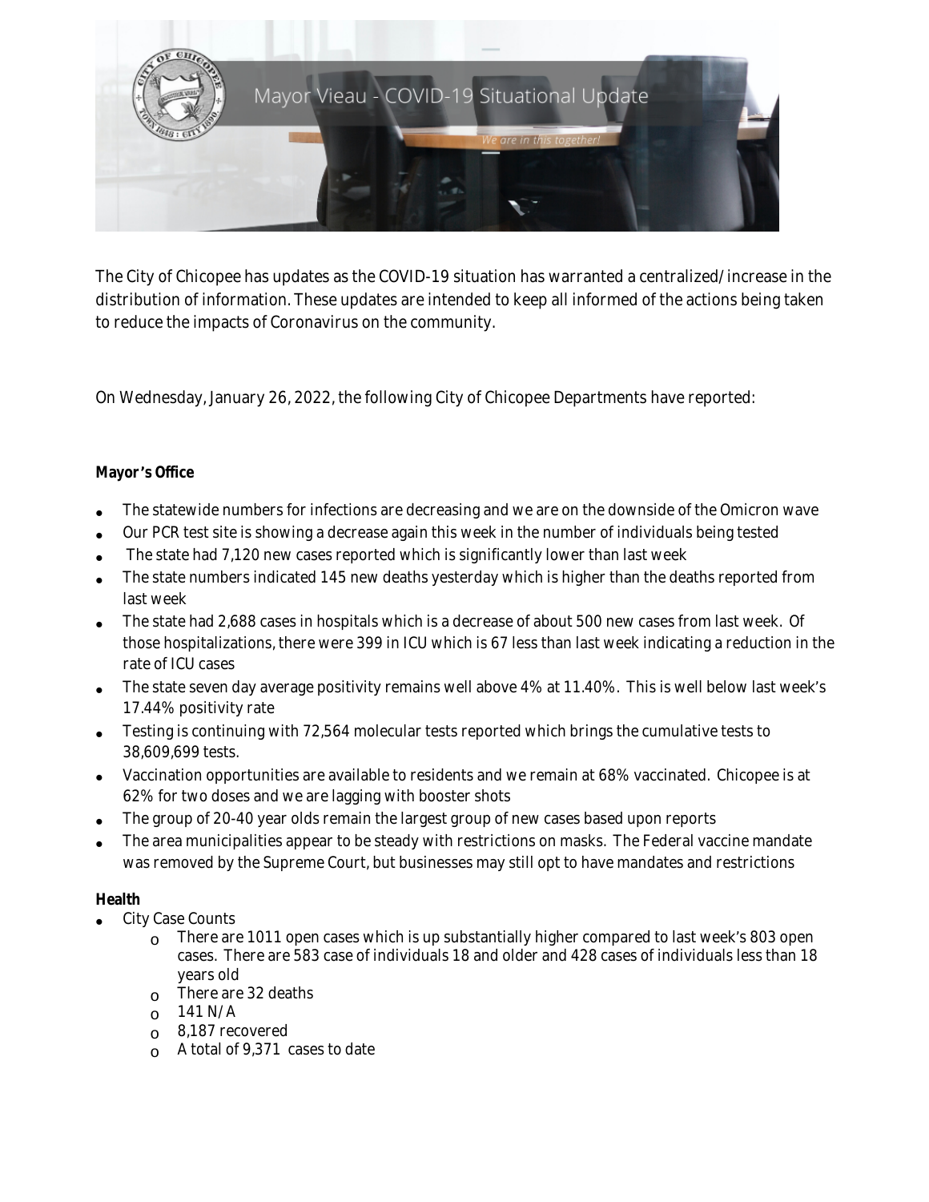Mayor Vieau - COVID-19 Situational Update

*We are in this together!*

The City of Chicopee has updates as the COVID-19 situation has warranted a centralized/increase in the distribution of information. These updates are intended to keep all informed of the actions being taken to reduce the impacts of Coronavirus on the community.

On Wednesday, January 26, 2022, the following City of Chicopee Departments have reported:

**Mayor's Office**

- The statewide numbers for infections are decreasing and we are on the downside of the Omicron wave
- Our PCR test site is showing a decrease again this week in the number of individuals being tested
- The state had 7,120 new cases reported which is significantly lower than last week
- The state numbers indicated 145 new deaths yesterday which is higher than the deaths reported from last week
- The state had 2,688 cases in hospitals which is a decrease of about 500 new cases from last week. Of those hospitalizations, there were 399 in ICU which is 67 less than last week indicating a reduction in the rate of ICU cases
- The state seven day average positivity remains well above 4% at 11.40%. This is well below last week's 17.44% positivity rate
- Testing is continuing with 72,564 molecular tests reported which brings the cumulative tests to 38,609,699 tests.
- Vaccination opportunities are available to residents and we remain at 68% vaccinated. Chicopee is at 62% for two doses and we are lagging with booster shots
- The group of 20-40 year olds remain the largest group of new cases based upon reports
- The area municipalities appear to be steady with restrictions on masks. The Federal vaccine mandate was removed by the Supreme Court, but businesses may still opt to have mandates and restrictions

**Health**

- City Case Counts
    - There are 1011 open cases which is up substantially higher compared to last week's 803 open cases. There are 583 case of individuals 18 and older and 428 cases of individuals less than 18 years old
    - There are 32 deaths
    - 141 N/A
    - 8,187 recovered
    - A total of 9,371 cases to date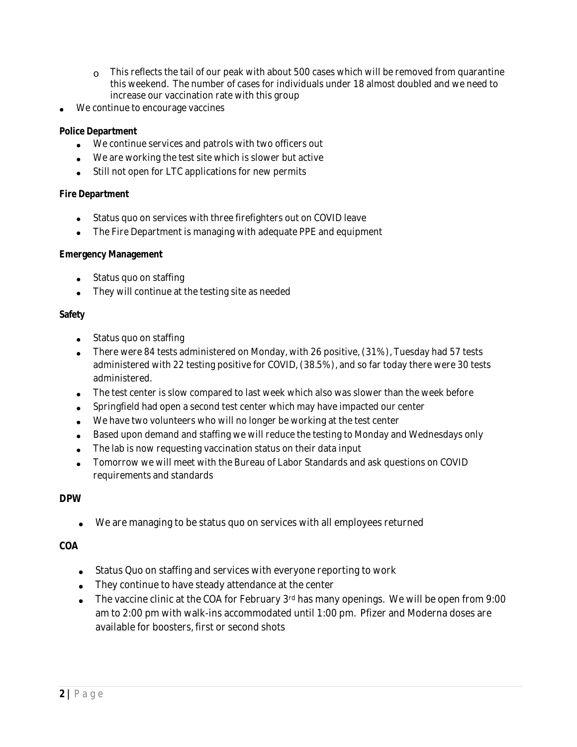- This reflects the tail of our peak with about 500 cases which will be removed from quarantine this weekend. The number of cases for individuals under 18 almost doubled and we need to increase our vaccination rate with this group
- We continue to encourage vaccines

**Police Department**

- We continue services and patrols with two officers out
- We are working the test site which is slower but active
- Still not open for LTC applications for new permits

**Fire Department**

- Status quo on services with three firefighters out on COVID leave
- The Fire Department is managing with adequate PPE and equipment

**Emergency Management**

- Status quo on staffing
- They will continue at the testing site as needed

**Safety**

- Status quo on staffing
- There were 84 tests administered on Monday, with 26 positive, (31%), Tuesday had 57 tests administered with 22 testing positive for COVID, (38.5%), and so far today there were 30 tests administered.
- The test center is slow compared to last week which also was slower than the week before
- Springfield had open a second test center which may have impacted our center
- We have two volunteers who will no longer be working at the test center
- Based upon demand and staffing we will reduce the testing to Monday and Wednesdays only
- The lab is now requesting vaccination status on their data input
- Tomorrow we will meet with the Bureau of Labor Standards and ask questions on COVID requirements and standards

**DPW**

- We are managing to be status quo on services with all employees returned

**COA**

- Status Quo on staffing and services with everyone reporting to work
- They continue to have steady attendance at the center
- The vaccine clinic at the COA for February 3rd has many openings. We will be open from 9:00 am to 2:00 pm with walk-ins accommodated until 1:00 pm. Pfizer and Moderna doses are available for boosters, first or second shots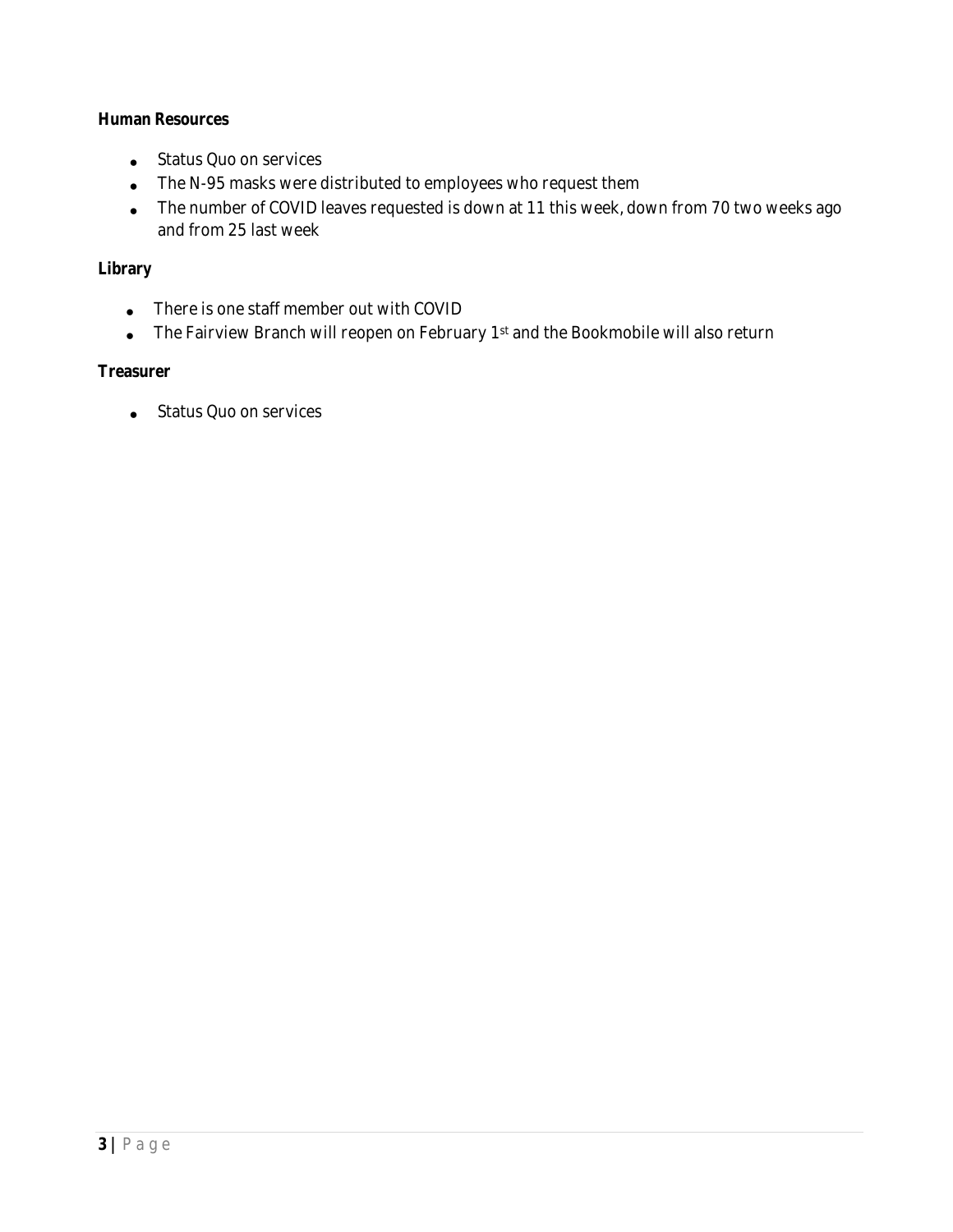**Human Resources**

- Status Quo on services
- The N-95 masks were distributed to employees who request them
- The number of COVID leaves requested is down at 11 this week, down from 70 two weeks ago and from 25 last week

**Library**

- There is one staff member out with COVID
- The Fairview Branch will reopen on February 1st and the Bookmobile will also return

**Treasurer**

- Status Quo on services